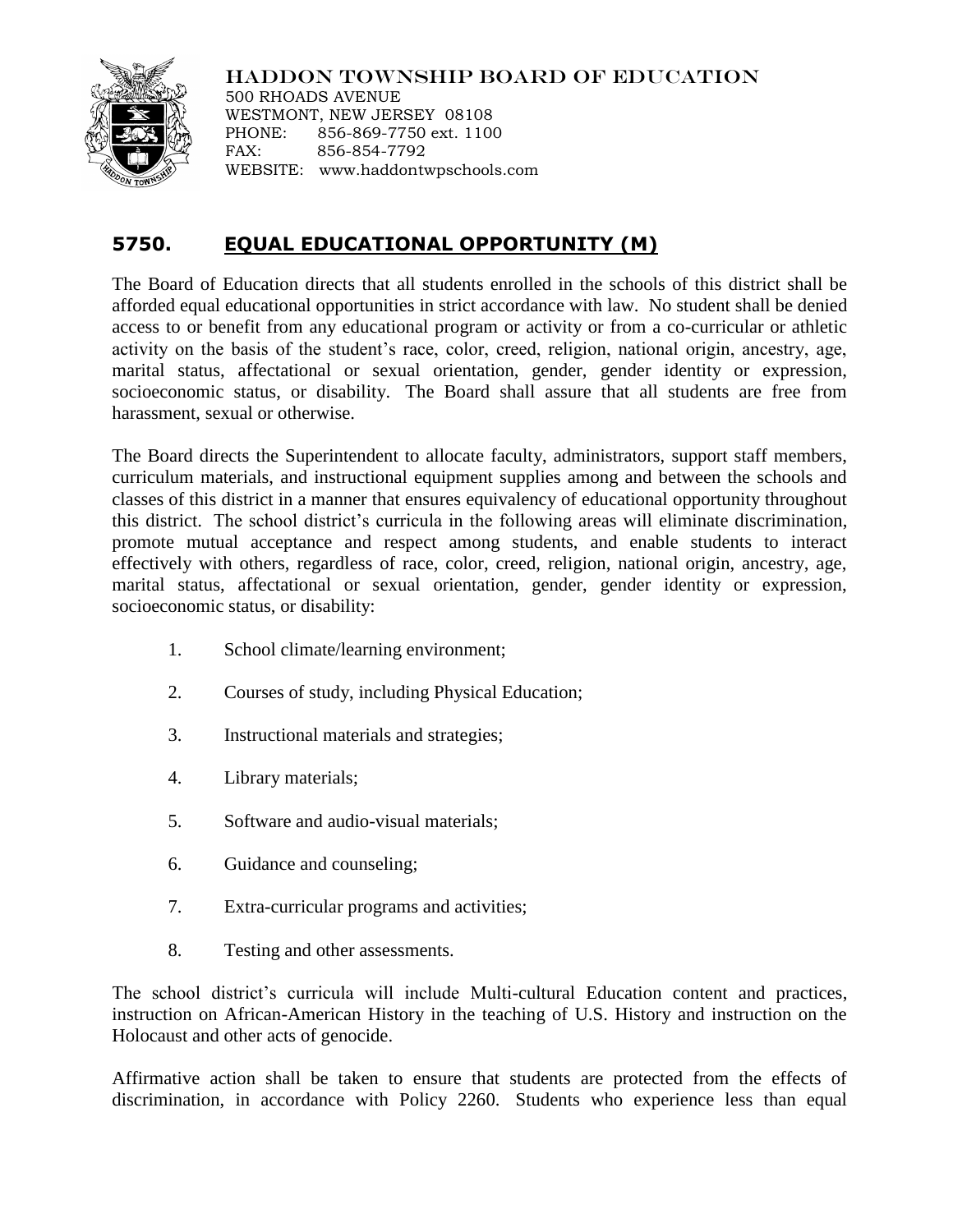HADDON TOWNSHIP BOARD OF EDUCATION
500 RHOADS AVENUE
WESTMONT, NEW JERSEY 08108
PHONE: 856-869-7750 ext. 1100
FAX: 856-854-7792
WEBSITE: www.haddontwpschools.com

## 5750. EQUAL EDUCATIONAL OPPORTUNITY (M)

The Board of Education directs that all students enrolled in the schools of this district shall be afforded equal educational opportunities in strict accordance with law. No student shall be denied access to or benefit from any educational program or activity or from a co-curricular or athletic activity on the basis of the student's race, color, creed, religion, national origin, ancestry, age, marital status, affectational or sexual orientation, gender, gender identity or expression, socioeconomic status, or disability. The Board shall assure that all students are free from harassment, sexual or otherwise.

The Board directs the Superintendent to allocate faculty, administrators, support staff members, curriculum materials, and instructional equipment supplies among and between the schools and classes of this district in a manner that ensures equivalency of educational opportunity throughout this district. The school district's curricula in the following areas will eliminate discrimination, promote mutual acceptance and respect among students, and enable students to interact effectively with others, regardless of race, color, creed, religion, national origin, ancestry, age, marital status, affectational or sexual orientation, gender, gender identity or expression, socioeconomic status, or disability:

1. School climate/learning environment;
2. Courses of study, including Physical Education;
3. Instructional materials and strategies;
4. Library materials;
5. Software and audio-visual materials;
6. Guidance and counseling;
7. Extra-curricular programs and activities;
8. Testing and other assessments.

The school district's curricula will include Multi-cultural Education content and practices, instruction on African-American History in the teaching of U.S. History and instruction on the Holocaust and other acts of genocide.

Affirmative action shall be taken to ensure that students are protected from the effects of discrimination, in accordance with Policy 2260. Students who experience less than equal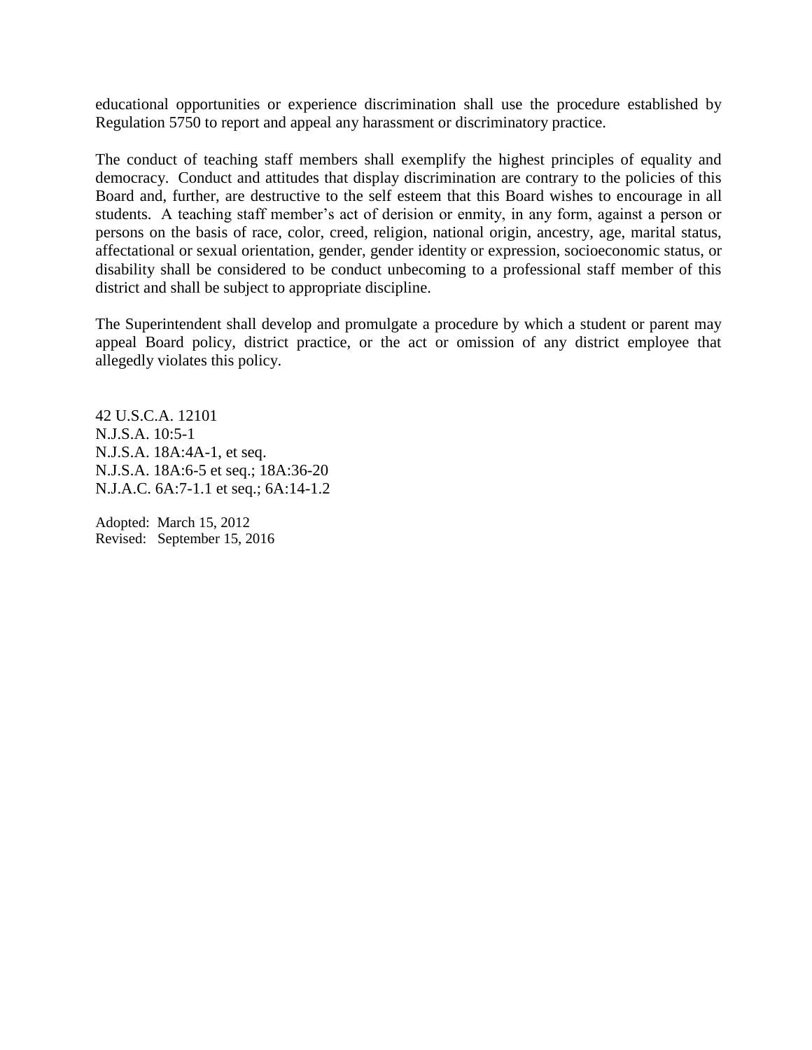educational opportunities or experience discrimination shall use the procedure established by Regulation 5750 to report and appeal any harassment or discriminatory practice.

The conduct of teaching staff members shall exemplify the highest principles of equality and democracy. Conduct and attitudes that display discrimination are contrary to the policies of this Board and, further, are destructive to the self esteem that this Board wishes to encourage in all students. A teaching staff member's act of derision or enmity, in any form, against a person or persons on the basis of race, color, creed, religion, national origin, ancestry, age, marital status, affectational or sexual orientation, gender, gender identity or expression, socioeconomic status, or disability shall be considered to be conduct unbecoming to a professional staff member of this district and shall be subject to appropriate discipline.

The Superintendent shall develop and promulgate a procedure by which a student or parent may appeal Board policy, district practice, or the act or omission of any district employee that allegedly violates this policy.

42 U.S.C.A. 12101
N.J.S.A. 10:5-1
N.J.S.A. 18A:4A-1, et seq.
N.J.S.A. 18A:6-5 et seq.; 18A:36-20
N.J.A.C. 6A:7-1.1 et seq.; 6A:14-1.2

Adopted: March 15, 2012
Revised: September 15, 2016